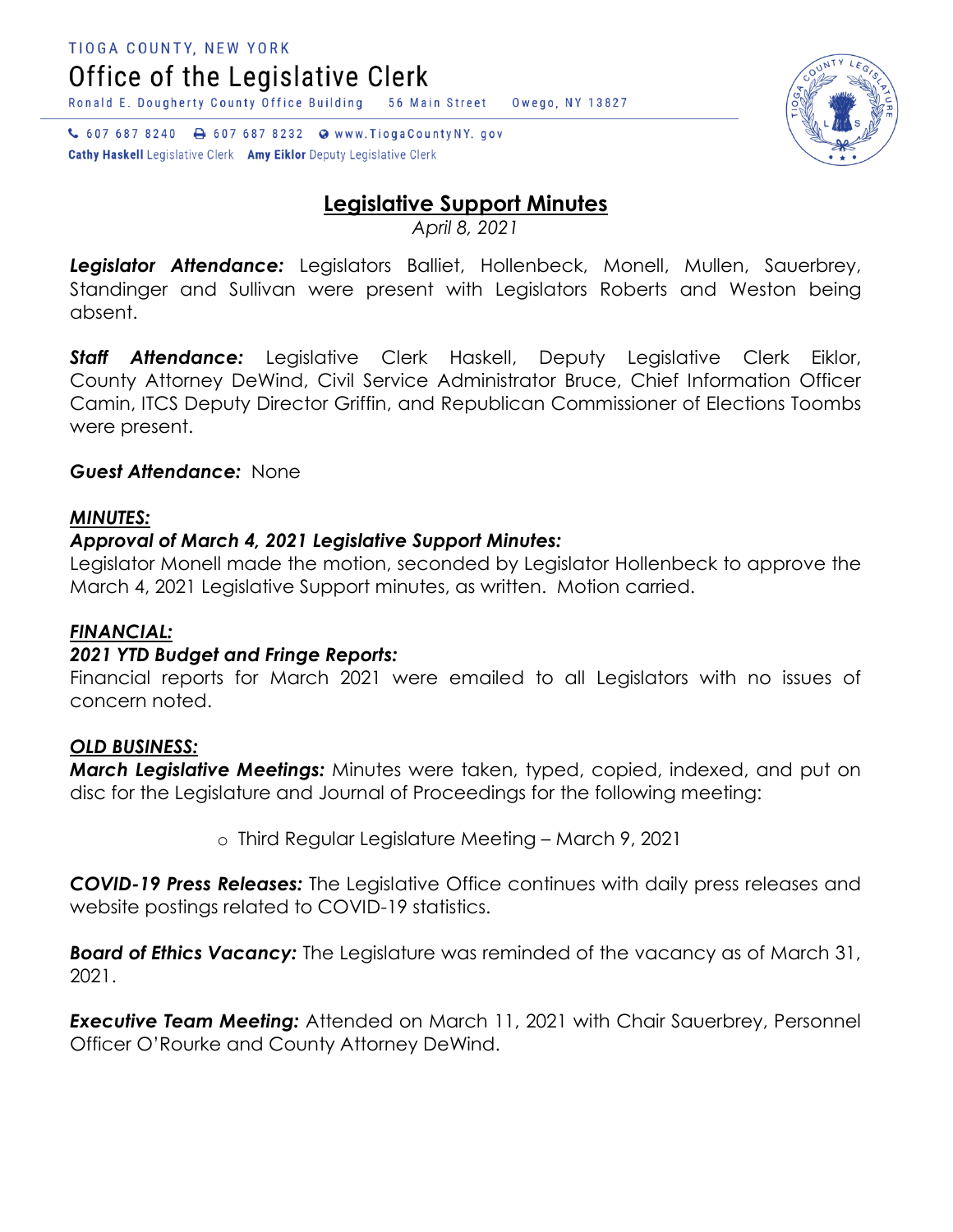TIOGA COUNTY, NEW YORK

Office of the Legislative Clerk

Ronald E. Dougherty County Office Building 56 Main Street Owego, NY 13827

607 687 8240 607 687 8232 www.TiogaCountyNY.gov

**Cathy Haskell** Legislative Clerk **Amy Eiklor** Deputy Legislative Clerk

# Legislative Support Minutes

*April 8, 2021*

***Legislator Attendance:*** Legislators Balliet, Hollenbeck, Monell, Mullen, Sauerbrey, Standinger and Sullivan were present with Legislators Roberts and Weston being absent.

***Staff Attendance:*** Legislative Clerk Haskell, Deputy Legislative Clerk Eiklor, County Attorney DeWind, Civil Service Administrator Bruce, Chief Information Officer Camin, ITCS Deputy Director Griffin, and Republican Commissioner of Elections Toombs were present.

***Guest Attendance:*** None

***MINUTES:***

***Approval of March 4, 2021 Legislative Support Minutes:***
Legislator Monell made the motion, seconded by Legislator Hollenbeck to approve the March 4, 2021 Legislative Support minutes, as written. Motion carried.

***FINANCIAL:***

***2021 YTD Budget and Fringe Reports:***
Financial reports for March 2021 were emailed to all Legislators with no issues of concern noted.

***OLD BUSINESS:***

***March Legislative Meetings:*** Minutes were taken, typed, copied, indexed, and put on disc for the Legislature and Journal of Proceedings for the following meeting:

- Third Regular Legislature Meeting – March 9, 2021

***COVID-19 Press Releases:*** The Legislative Office continues with daily press releases and website postings related to COVID-19 statistics.

***Board of Ethics Vacancy:*** The Legislature was reminded of the vacancy as of March 31, 2021.

***Executive Team Meeting:*** Attended on March 11, 2021 with Chair Sauerbrey, Personnel Officer O'Rourke and County Attorney DeWind.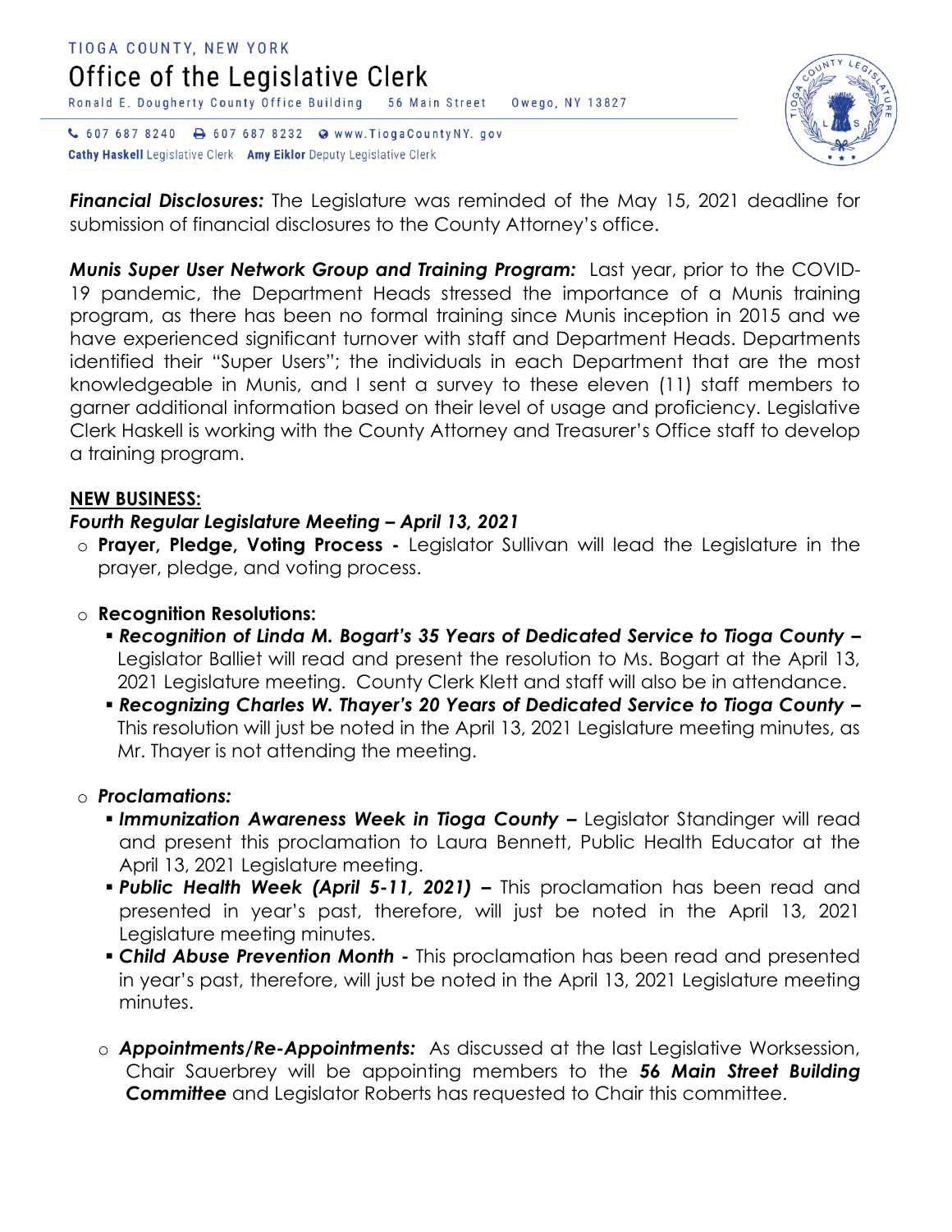*Financial Disclosures:* The Legislature was reminded of the May 15, 2021 deadline for submission of financial disclosures to the County Attorney's office.

*Munis Super User Network Group and Training Program:* Last year, prior to the COVID-19 pandemic, the Department Heads stressed the importance of a Munis training program, as there has been no formal training since Munis inception in 2015 and we have experienced significant turnover with staff and Department Heads. Departments identified their "Super Users"; the individuals in each Department that are the most knowledgeable in Munis, and I sent a survey to these eleven (11) staff members to garner additional information based on their level of usage and proficiency. Legislative Clerk Haskell is working with the County Attorney and Treasurer's Office staff to develop a training program.

**NEW BUSINESS:**

***Fourth Regular Legislature Meeting – April 13, 2021***

- **Prayer, Pledge, Voting Process -** Legislator Sullivan will lead the Legislature in the prayer, pledge, and voting process.

- **Recognition Resolutions:**
  - ***Recognition of Linda M. Bogart's 35 Years of Dedicated Service to Tioga County –*** Legislator Balliet will read and present the resolution to Ms. Bogart at the April 13, 2021 Legislature meeting. County Clerk Klett and staff will also be in attendance.
  - ***Recognizing Charles W. Thayer's 20 Years of Dedicated Service to Tioga County –*** This resolution will just be noted in the April 13, 2021 Legislature meeting minutes, as Mr. Thayer is not attending the meeting.

- ***Proclamations:***
  - ***Immunization Awareness Week in Tioga County –*** Legislator Standinger will read and present this proclamation to Laura Bennett, Public Health Educator at the April 13, 2021 Legislature meeting.
  - ***Public Health Week (April 5-11, 2021) –*** This proclamation has been read and presented in year's past, therefore, will just be noted in the April 13, 2021 Legislature meeting minutes.
  - ***Child Abuse Prevention Month -*** This proclamation has been read and presented in year's past, therefore, will just be noted in the April 13, 2021 Legislature meeting minutes.

- ***Appointments/Re-Appointments:*** As discussed at the last Legislative Worksession, Chair Sauerbrey will be appointing members to the ***56 Main Street Building Committee*** and Legislator Roberts has requested to Chair this committee.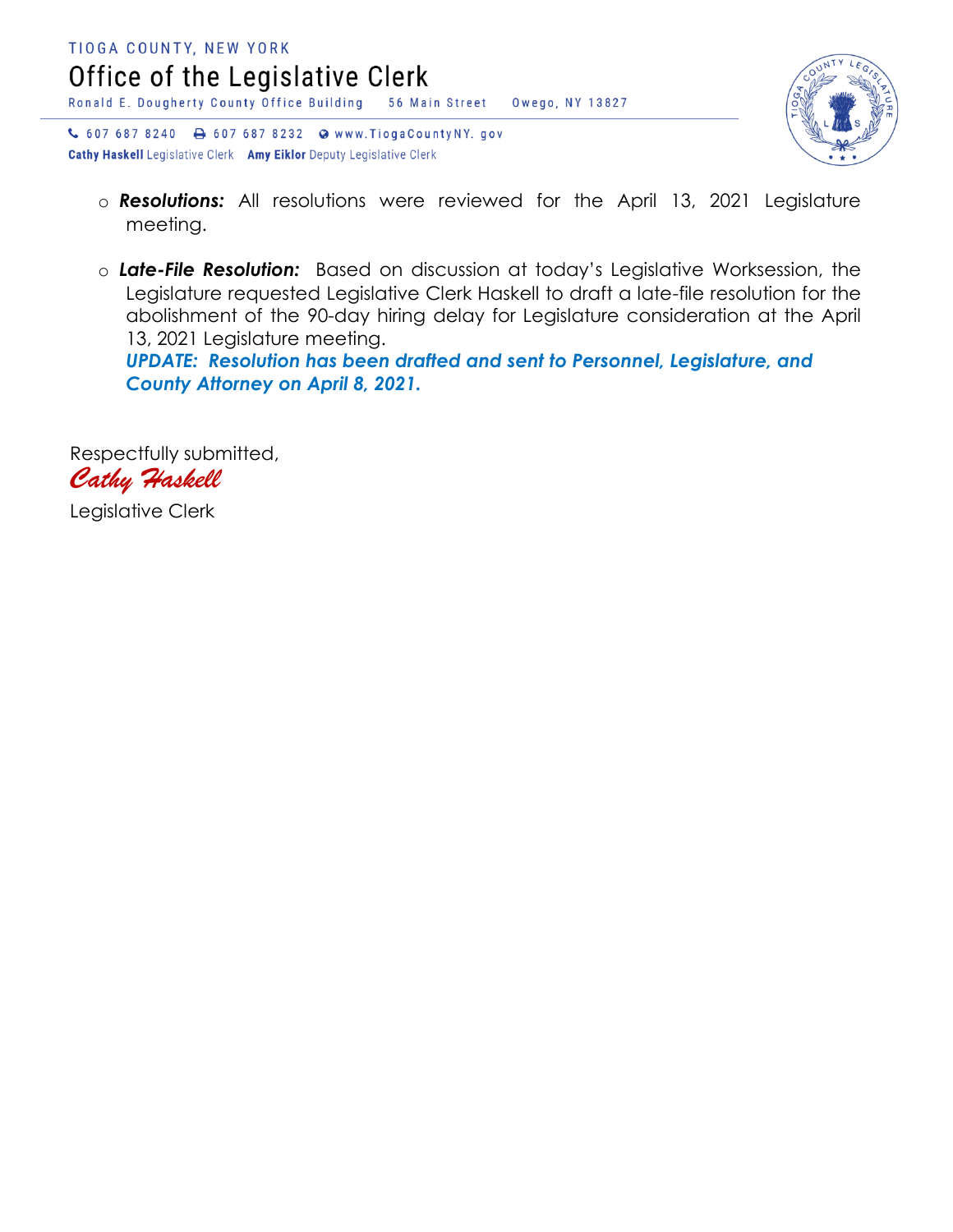- ***Resolutions:*** All resolutions were reviewed for the April 13, 2021 Legislature meeting.

- ***Late-File Resolution:*** Based on discussion at today's Legislative Worksession, the Legislature requested Legislative Clerk Haskell to draft a late-file resolution for the abolishment of the 90-day hiring delay for Legislature consideration at the April 13, 2021 Legislature meeting.
  ***UPDATE: Resolution has been drafted and sent to Personnel, Legislature, and County Attorney on April 8, 2021.***

Respectfully submitted,

*Cathy Haskell*

Legislative Clerk